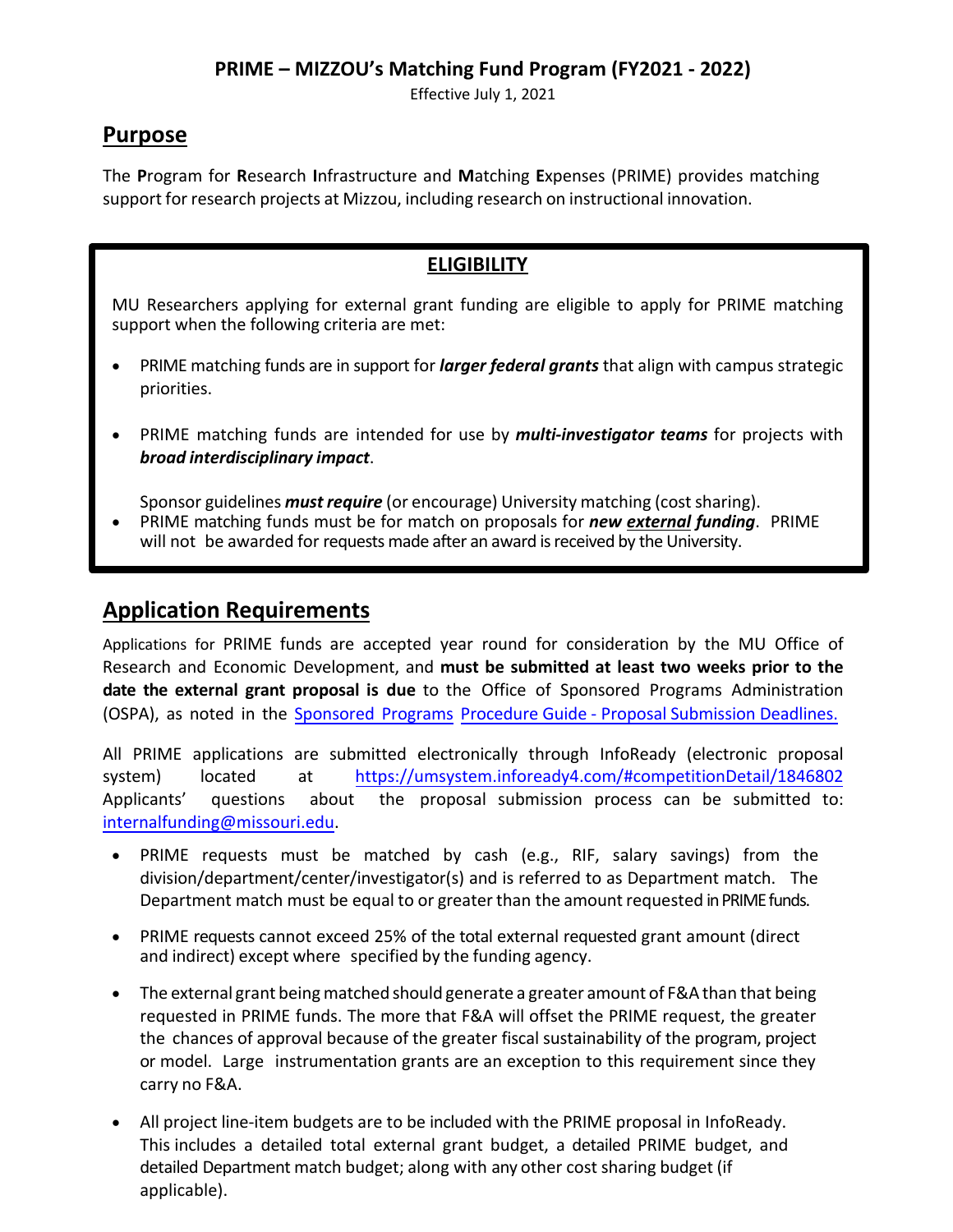# PRIME – MIZZOU's Matching Fund Program (FY2021 - 2022)

Effective July 1, 2021

## Purpose

The **P**rogram for **R**esearch **I**nfrastructure and **M**atching **E**xpenses (PRIME) provides matching support for research projects at Mizzou, including research on instructional innovation.

### ELIGIBILITY

MU Researchers applying for external grant funding are eligible to apply for PRIME matching support when the following criteria are met:

- PRIME matching funds are in support for ***larger federal grants*** that align with campus strategic priorities.
- PRIME matching funds are intended for use by ***multi-investigator teams*** for projects with ***broad interdisciplinary impact***.

  Sponsor guidelines ***must require*** (or encourage) University matching (cost sharing).
- PRIME matching funds must be for match on proposals for ***new external funding***. PRIME will not be awarded for requests made after an award is received by the University.

## Application Requirements

Applications for PRIME funds are accepted year round for consideration by the MU Office of Research and Economic Development, and **must be submitted at least two weeks prior to the date the external grant proposal is due** to the Office of Sponsored Programs Administration (OSPA), as noted in the Sponsored Programs Procedure Guide - Proposal Submission Deadlines.

All PRIME applications are submitted electronically through InfoReady (electronic proposal system) located at https://umsystem.infoready4.com/#competitionDetail/1846802 Applicants' questions about the proposal submission process can be submitted to: internalfunding@missouri.edu.

- PRIME requests must be matched by cash (e.g., RIF, salary savings) from the division/department/center/investigator(s) and is referred to as Department match. The Department match must be equal to or greater than the amount requested in PRIME funds.
- PRIME requests cannot exceed 25% of the total external requested grant amount (direct and indirect) except where specified by the funding agency.
- The external grant being matched should generate a greater amount of F&A than that being requested in PRIME funds. The more that F&A will offset the PRIME request, the greater the chances of approval because of the greater fiscal sustainability of the program, project or model. Large instrumentation grants are an exception to this requirement since they carry no F&A.
- All project line-item budgets are to be included with the PRIME proposal in InfoReady. This includes a detailed total external grant budget, a detailed PRIME budget, and detailed Department match budget; along with any other cost sharing budget (if applicable).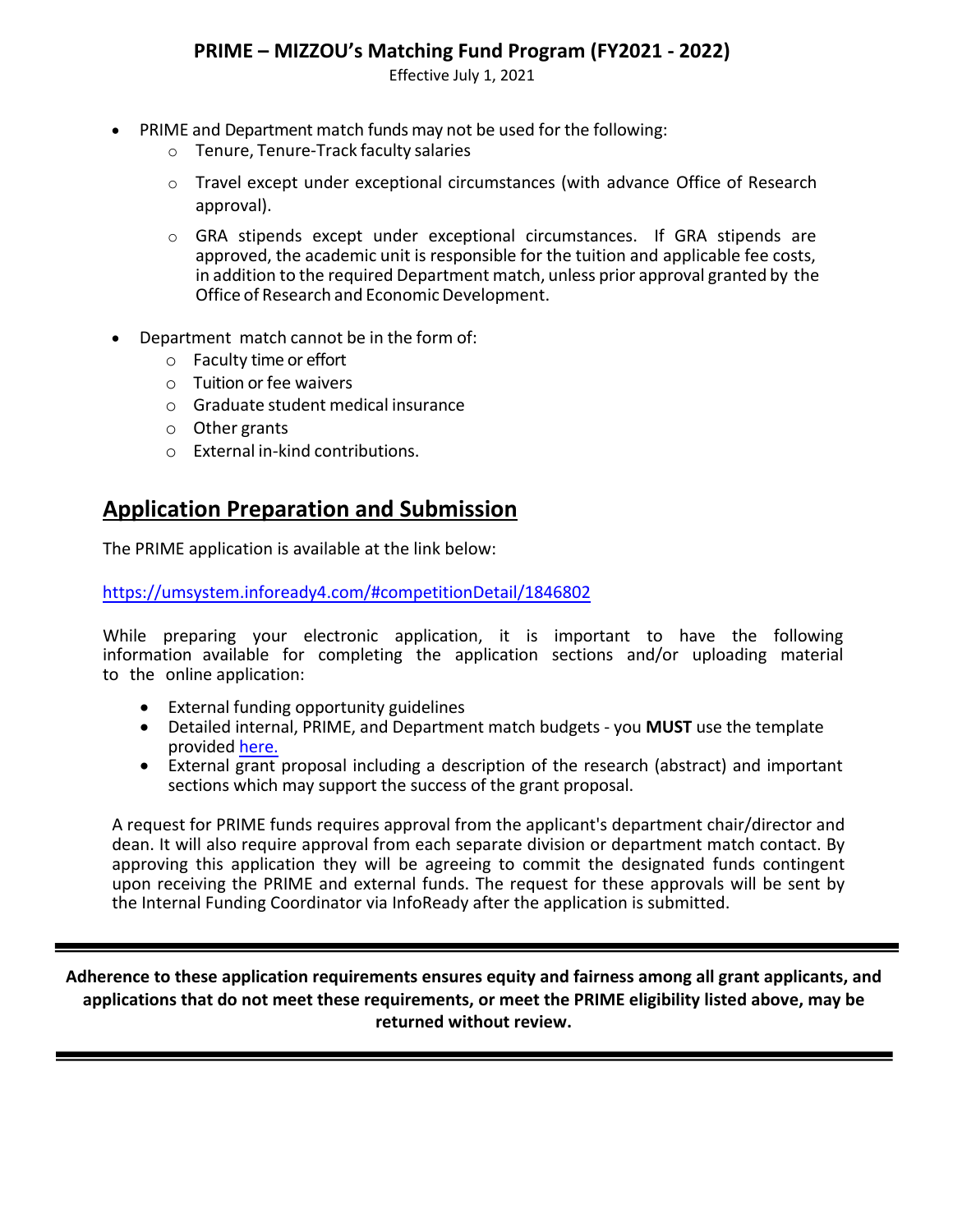- PRIME and Department match funds may not be used for the following:
  - Tenure, Tenure-Track faculty salaries
  - Travel except under exceptional circumstances (with advance Office of Research approval).
  - GRA stipends except under exceptional circumstances. If GRA stipends are approved, the academic unit is responsible for the tuition and applicable fee costs, in addition to the required Department match, unless prior approval granted by the Office of Research and Economic Development.

- Department match cannot be in the form of:
  - Faculty time or effort
  - Tuition or fee waivers
  - Graduate student medical insurance
  - Other grants
  - External in-kind contributions.

## Application Preparation and Submission

The PRIME application is available at the link below:

https://umsystem.infoready4.com/#competitionDetail/1846802

While preparing your electronic application, it is important to have the following information available for completing the application sections and/or uploading material to the online application:

- External funding opportunity guidelines
- Detailed internal, PRIME, and Department match budgets - you **MUST** use the template provided here.
- External grant proposal including a description of the research (abstract) and important sections which may support the success of the grant proposal.

A request for PRIME funds requires approval from the applicant's department chair/director and dean. It will also require approval from each separate division or department match contact. By approving this application they will be agreeing to commit the designated funds contingent upon receiving the PRIME and external funds. The request for these approvals will be sent by the Internal Funding Coordinator via InfoReady after the application is submitted.

---

**Adherence to these application requirements ensures equity and fairness among all grant applicants, and applications that do not meet these requirements, or meet the PRIME eligibility listed above, may be returned without review.**

---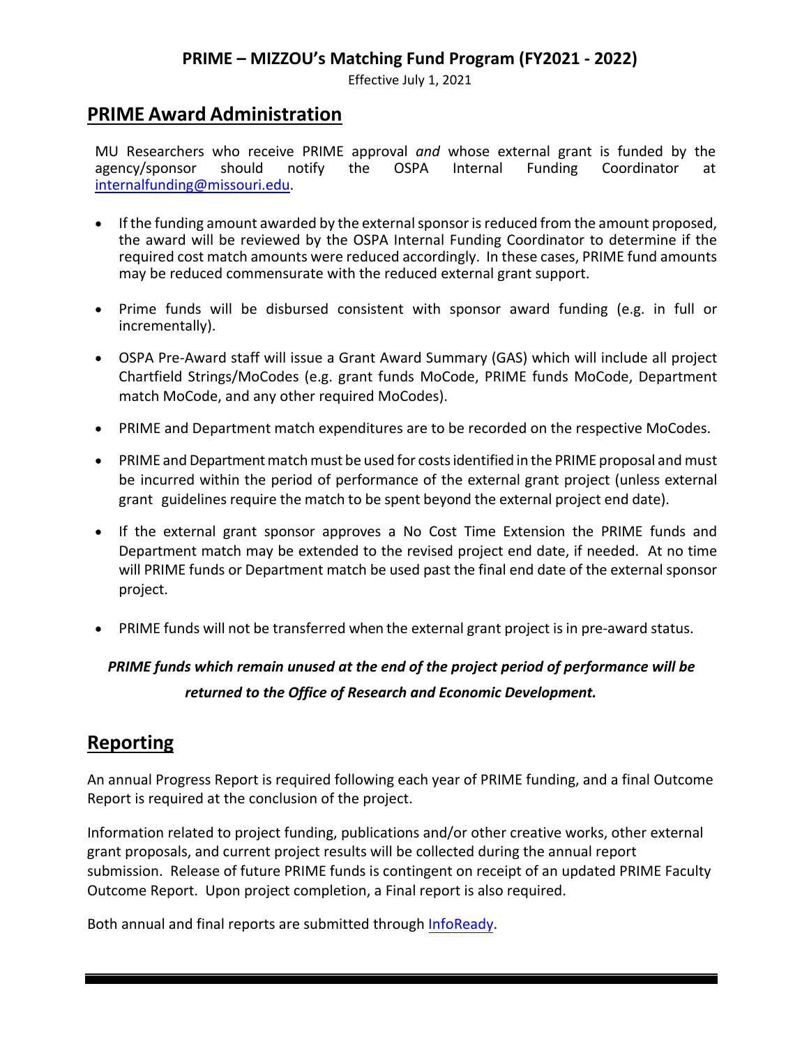**PRIME – MIZZOU's Matching Fund Program (FY2021 - 2022)**

Effective July 1, 2021

## PRIME Award Administration

MU Researchers who receive PRIME approval *and* whose external grant is funded by the agency/sponsor should notify the OSPA Internal Funding Coordinator at internalfunding@missouri.edu.

- If the funding amount awarded by the external sponsor is reduced from the amount proposed, the award will be reviewed by the OSPA Internal Funding Coordinator to determine if the required cost match amounts were reduced accordingly. In these cases, PRIME fund amounts may be reduced commensurate with the reduced external grant support.
- Prime funds will be disbursed consistent with sponsor award funding (e.g. in full or incrementally).
- OSPA Pre-Award staff will issue a Grant Award Summary (GAS) which will include all project Chartfield Strings/MoCodes (e.g. grant funds MoCode, PRIME funds MoCode, Department match MoCode, and any other required MoCodes).
- PRIME and Department match expenditures are to be recorded on the respective MoCodes.
- PRIME and Department match must be used for costs identified in the PRIME proposal and must be incurred within the period of performance of the external grant project (unless external grant guidelines require the match to be spent beyond the external project end date).
- If the external grant sponsor approves a No Cost Time Extension the PRIME funds and Department match may be extended to the revised project end date, if needed. At no time will PRIME funds or Department match be used past the final end date of the external sponsor project.
- PRIME funds will not be transferred when the external grant project is in pre-award status.

***PRIME funds which remain unused at the end of the project period of performance will be returned to the Office of Research and Economic Development.***

## Reporting

An annual Progress Report is required following each year of PRIME funding, and a final Outcome Report is required at the conclusion of the project.

Information related to project funding, publications and/or other creative works, other external grant proposals, and current project results will be collected during the annual report submission. Release of future PRIME funds is contingent on receipt of an updated PRIME Faculty Outcome Report. Upon project completion, a Final report is also required.

Both annual and final reports are submitted through InfoReady.